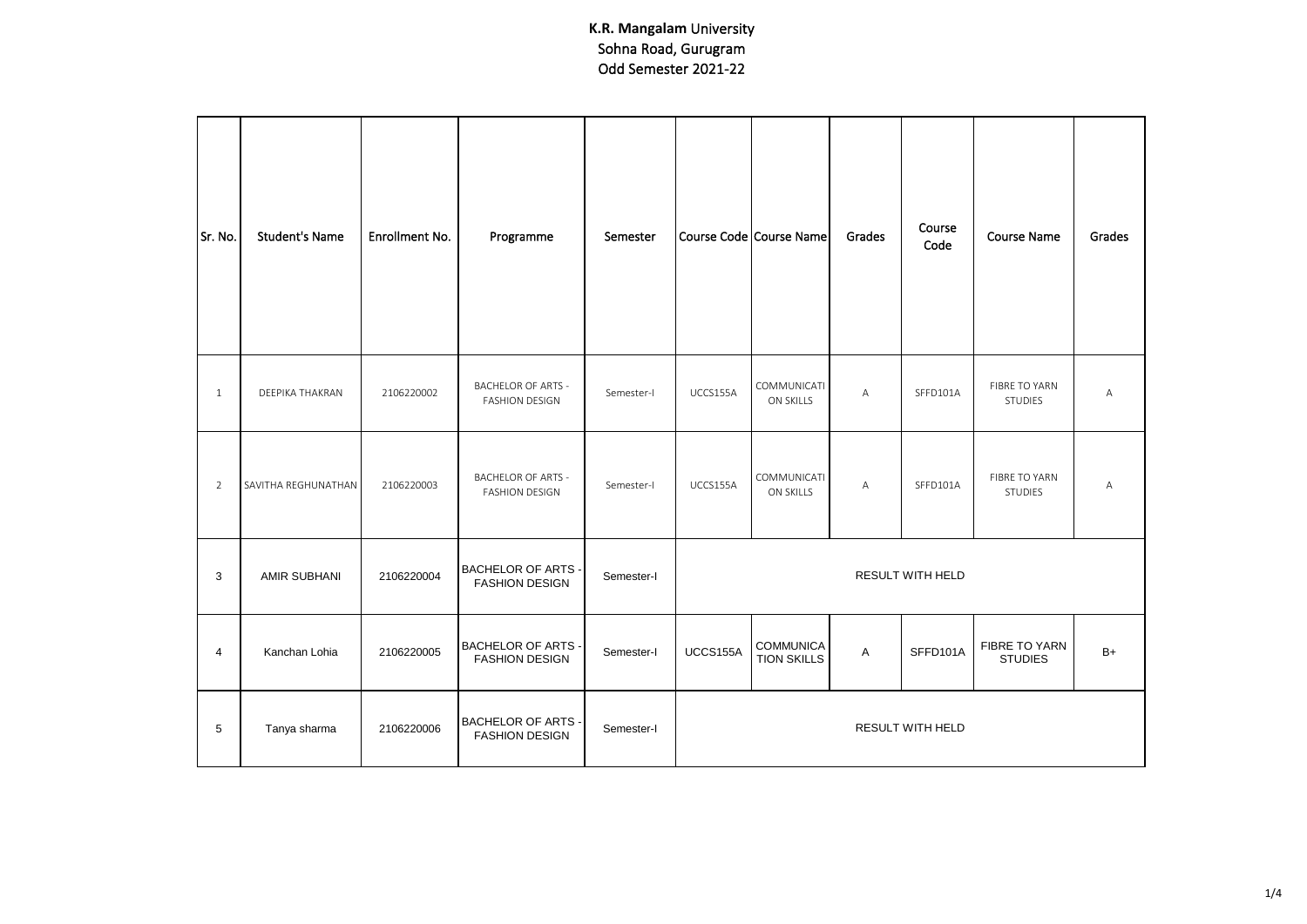**K.R. Mangalam University**
Sohna Road, Gurugram
Odd Semester 2021-22

| Sr. No. | Student's Name | Enrollment No. | Programme | Semester | Course Code | Course Name | Grades | Course Code | Course Name | Grades |
|---|---|---|---|---|---|---|---|---|---|---|
| 1 | DEEPIKA THAKRAN | 2106220002 | BACHELOR OF ARTS - FASHION DESIGN | Semester-I | UCCS155A | COMMUNICATION SKILLS | A | SFFD101A | FIBRE TO YARN STUDIES | A |
| 2 | SAVITHA REGHUNATHAN | 2106220003 | BACHELOR OF ARTS - FASHION DESIGN | Semester-I | UCCS155A | COMMUNICATION SKILLS | A | SFFD101A | FIBRE TO YARN STUDIES | A |
| 3 | AMIR SUBHANI | 2106220004 | BACHELOR OF ARTS - FASHION DESIGN | Semester-I | RESULT WITH HELD | | | | | |
| 4 | Kanchan Lohia | 2106220005 | BACHELOR OF ARTS - FASHION DESIGN | Semester-I | UCCS155A | COMMUNICATION SKILLS | A | SFFD101A | FIBRE TO YARN STUDIES | B+ |
| 5 | Tanya sharma | 2106220006 | BACHELOR OF ARTS - FASHION DESIGN | Semester-I | RESULT WITH HELD | | | | | |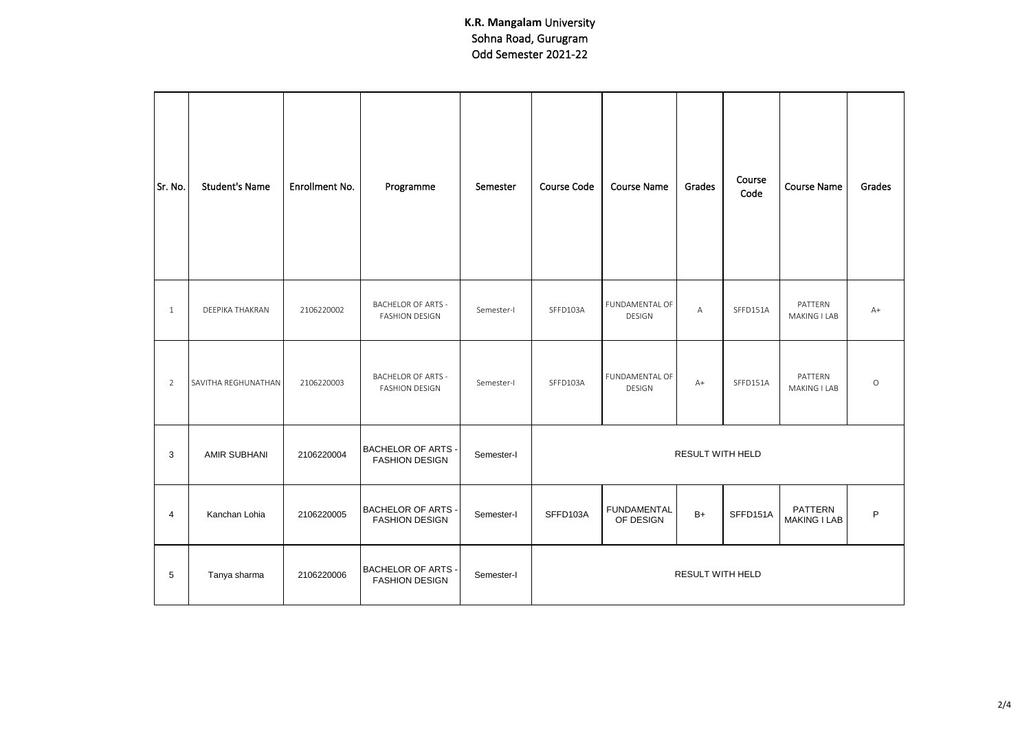**K.R. Mangalam** University
Sohna Road, Gurugram
Odd Semester 2021-22

| Sr. No. | Student's Name | Enrollment No. | Programme | Semester | Course Code | Course Name | Grades | Course Code | Course Name | Grades |
|---|---|---|---|---|---|---|---|---|---|---|
| 1 | DEEPIKA THAKRAN | 2106220002 | BACHELOR OF ARTS - FASHION DESIGN | Semester-I | SFFD103A | FUNDAMENTAL OF DESIGN | A | SFFD151A | PATTERN MAKING I LAB | A+ |
| 2 | SAVITHA REGHUNATHAN | 2106220003 | BACHELOR OF ARTS - FASHION DESIGN | Semester-I | SFFD103A | FUNDAMENTAL OF DESIGN | A+ | SFFD151A | PATTERN MAKING I LAB | O |
| 3 | AMIR SUBHANI | 2106220004 | BACHELOR OF ARTS - FASHION DESIGN | Semester-I | RESULT WITH HELD | | | | | |
| 4 | Kanchan Lohia | 2106220005 | BACHELOR OF ARTS - FASHION DESIGN | Semester-I | SFFD103A | FUNDAMENTAL OF DESIGN | B+ | SFFD151A | PATTERN MAKING I LAB | P |
| 5 | Tanya sharma | 2106220006 | BACHELOR OF ARTS - FASHION DESIGN | Semester-I | RESULT WITH HELD | | | | | |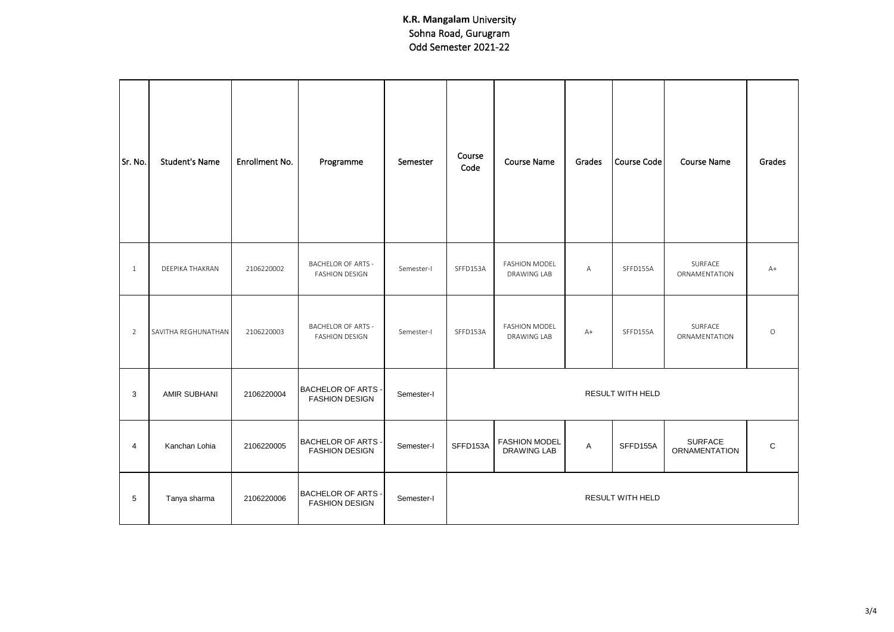**K.R. Mangalam University**
Sohna Road, Gurugram
Odd Semester 2021-22

| Sr. No. | Student's Name | Enrollment No. | Programme | Semester | Course Code | Course Name | Grades | Course Code | Course Name | Grades |
|---|---|---|---|---|---|---|---|---|---|---|
| 1 | DEEPIKA THAKRAN | 2106220002 | BACHELOR OF ARTS - FASHION DESIGN | Semester-I | SFFD153A | FASHION MODEL DRAWING LAB | A | SFFD155A | SURFACE ORNAMENTATION | A+ |
| 2 | SAVITHA REGHUNATHAN | 2106220003 | BACHELOR OF ARTS - FASHION DESIGN | Semester-I | SFFD153A | FASHION MODEL DRAWING LAB | A+ | SFFD155A | SURFACE ORNAMENTATION | O |
| 3 | AMIR SUBHANI | 2106220004 | BACHELOR OF ARTS - FASHION DESIGN | Semester-I | RESULT WITH HELD | | | | | |
| 4 | Kanchan Lohia | 2106220005 | BACHELOR OF ARTS - FASHION DESIGN | Semester-I | SFFD153A | FASHION MODEL DRAWING LAB | A | SFFD155A | SURFACE ORNAMENTATION | C |
| 5 | Tanya sharma | 2106220006 | BACHELOR OF ARTS - FASHION DESIGN | Semester-I | RESULT WITH HELD | | | | | |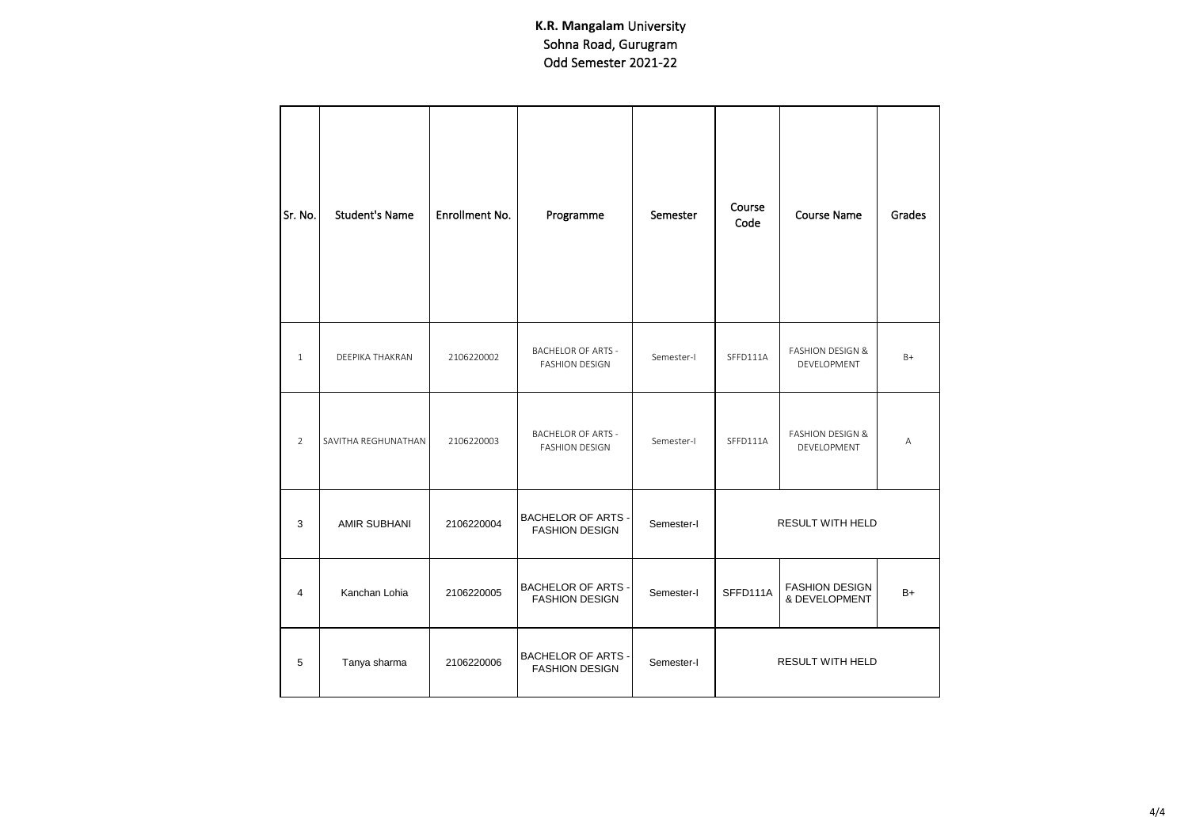**K.R. Mangalam University**
Sohna Road, Gurugram
Odd Semester 2021-22

| Sr. No. | Student's Name | Enrollment No. | Programme | Semester | Course Code | Course Name | Grades |
|---|---|---|---|---|---|---|---|
| 1 | DEEPIKA THAKRAN | 2106220002 | BACHELOR OF ARTS - FASHION DESIGN | Semester-I | SFFD111A | FASHION DESIGN & DEVELOPMENT | B+ |
| 2 | SAVITHA REGHUNATHAN | 2106220003 | BACHELOR OF ARTS - FASHION DESIGN | Semester-I | SFFD111A | FASHION DESIGN & DEVELOPMENT | A |
| 3 | AMIR SUBHANI | 2106220004 | BACHELOR OF ARTS - FASHION DESIGN | Semester-I | RESULT WITH HELD | | |
| 4 | Kanchan Lohia | 2106220005 | BACHELOR OF ARTS - FASHION DESIGN | Semester-I | SFFD111A | FASHION DESIGN & DEVELOPMENT | B+ |
| 5 | Tanya sharma | 2106220006 | BACHELOR OF ARTS - FASHION DESIGN | Semester-I | RESULT WITH HELD | | |